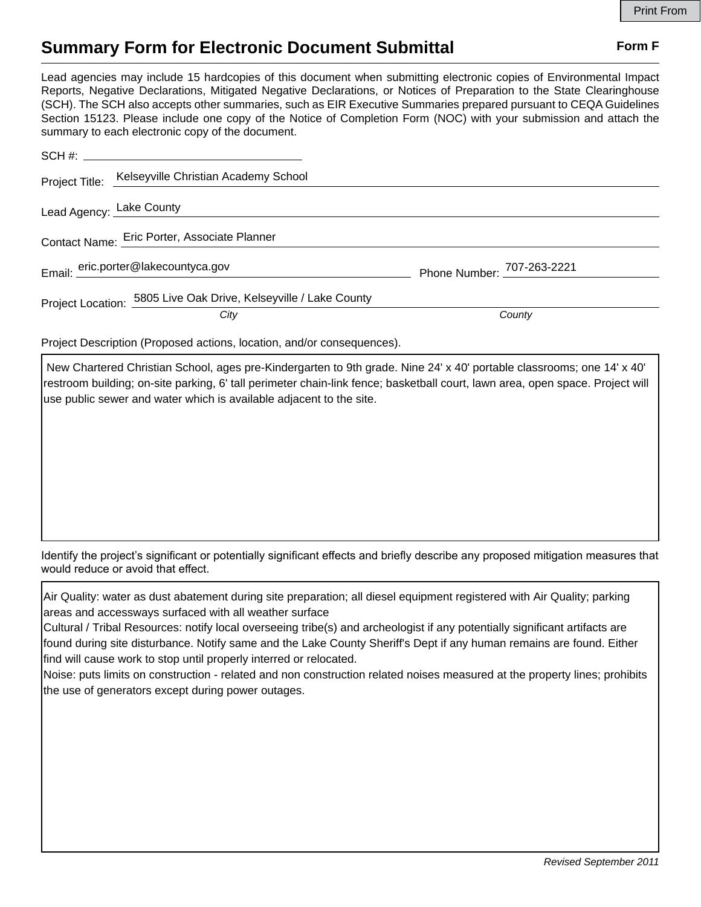Print From

# Summary Form for Electronic Document Submittal

**Form F**

Lead agencies may include 15 hardcopies of this document when submitting electronic copies of Environmental Impact Reports, Negative Declarations, Mitigated Negative Declarations, or Notices of Preparation to the State Clearinghouse (SCH). The SCH also accepts other summaries, such as EIR Executive Summaries prepared pursuant to CEQA Guidelines Section 15123. Please include one copy of the Notice of Completion Form (NOC) with your submission and attach the summary to each electronic copy of the document.

SCH #: ______________________

Project Title: Kelseyville Christian Academy School

Lead Agency: Lake County

Contact Name: Eric Porter, Associate Planner

Email: eric.porter@lakecountyca.gov Phone Number: 707-263-2221

Project Location: 5805 Live Oak Drive, Kelseyville / Lake County

*City* *County*

Project Description (Proposed actions, location, and/or consequences).

New Chartered Christian School, ages pre-Kindergarten to 9th grade. Nine 24' x 40' portable classrooms; one 14' x 40' restroom building; on-site parking, 6' tall perimeter chain-link fence; basketball court, lawn area, open space. Project will use public sewer and water which is available adjacent to the site.

Identify the project's significant or potentially significant effects and briefly describe any proposed mitigation measures that would reduce or avoid that effect.

Air Quality: water as dust abatement during site preparation; all diesel equipment registered with Air Quality; parking areas and accessways surfaced with all weather surface
Cultural / Tribal Resources: notify local overseeing tribe(s) and archeologist if any potentially significant artifacts are found during site disturbance. Notify same and the Lake County Sheriff's Dept if any human remains are found. Either find will cause work to stop until properly interred or relocated.
Noise: puts limits on construction - related and non construction related noises measured at the property lines; prohibits the use of generators except during power outages.

*Revised September 2011*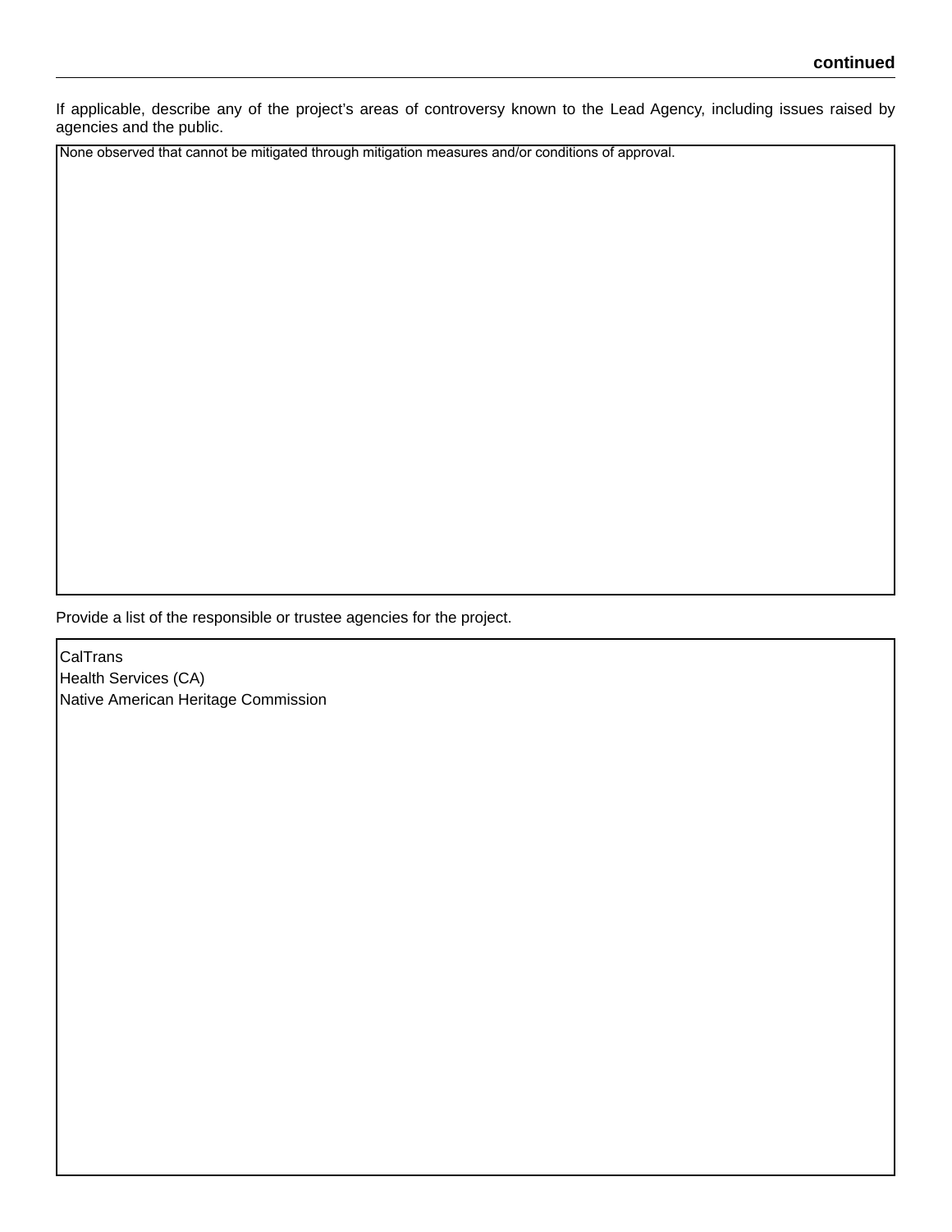**continued**

If applicable, describe any of the project's areas of controversy known to the Lead Agency, including issues raised by agencies and the public.

None observed that cannot be mitigated through mitigation measures and/or conditions of approval.

Provide a list of the responsible or trustee agencies for the project.

CalTrans
Health Services (CA)
Native American Heritage Commission